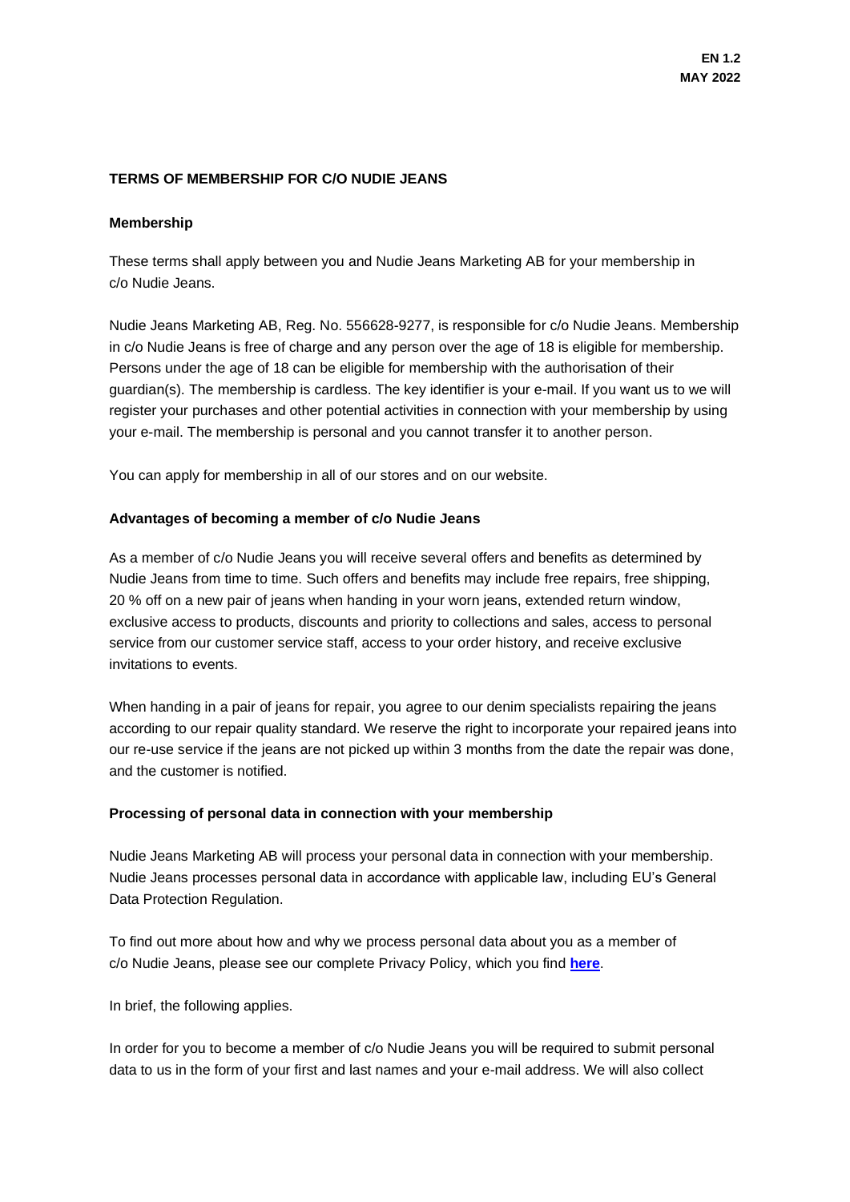**EN 1.2**
**MAY 2022**

**TERMS OF MEMBERSHIP FOR C/O NUDIE JEANS**

**Membership**

These terms shall apply between you and Nudie Jeans Marketing AB for your membership in c/o Nudie Jeans.

Nudie Jeans Marketing AB, Reg. No. 556628-9277, is responsible for c/o Nudie Jeans. Membership in c/o Nudie Jeans is free of charge and any person over the age of 18 is eligible for membership. Persons under the age of 18 can be eligible for membership with the authorisation of their guardian(s). The membership is cardless. The key identifier is your e-mail. If you want us to we will register your purchases and other potential activities in connection with your membership by using your e-mail. The membership is personal and you cannot transfer it to another person.

You can apply for membership in all of our stores and on our website.

**Advantages of becoming a member of c/o Nudie Jeans**

As a member of c/o Nudie Jeans you will receive several offers and benefits as determined by Nudie Jeans from time to time. Such offers and benefits may include free repairs, free shipping, 20 % off on a new pair of jeans when handing in your worn jeans, extended return window, exclusive access to products, discounts and priority to collections and sales, access to personal service from our customer service staff, access to your order history, and receive exclusive invitations to events.

When handing in a pair of jeans for repair, you agree to our denim specialists repairing the jeans according to our repair quality standard. We reserve the right to incorporate your repaired jeans into our re-use service if the jeans are not picked up within 3 months from the date the repair was done, and the customer is notified.

**Processing of personal data in connection with your membership**

Nudie Jeans Marketing AB will process your personal data in connection with your membership. Nudie Jeans processes personal data in accordance with applicable law, including EU's General Data Protection Regulation.

To find out more about how and why we process personal data about you as a member of c/o Nudie Jeans, please see our complete Privacy Policy, which you find **here**.

In brief, the following applies.

In order for you to become a member of c/o Nudie Jeans you will be required to submit personal data to us in the form of your first and last names and your e-mail address. We will also collect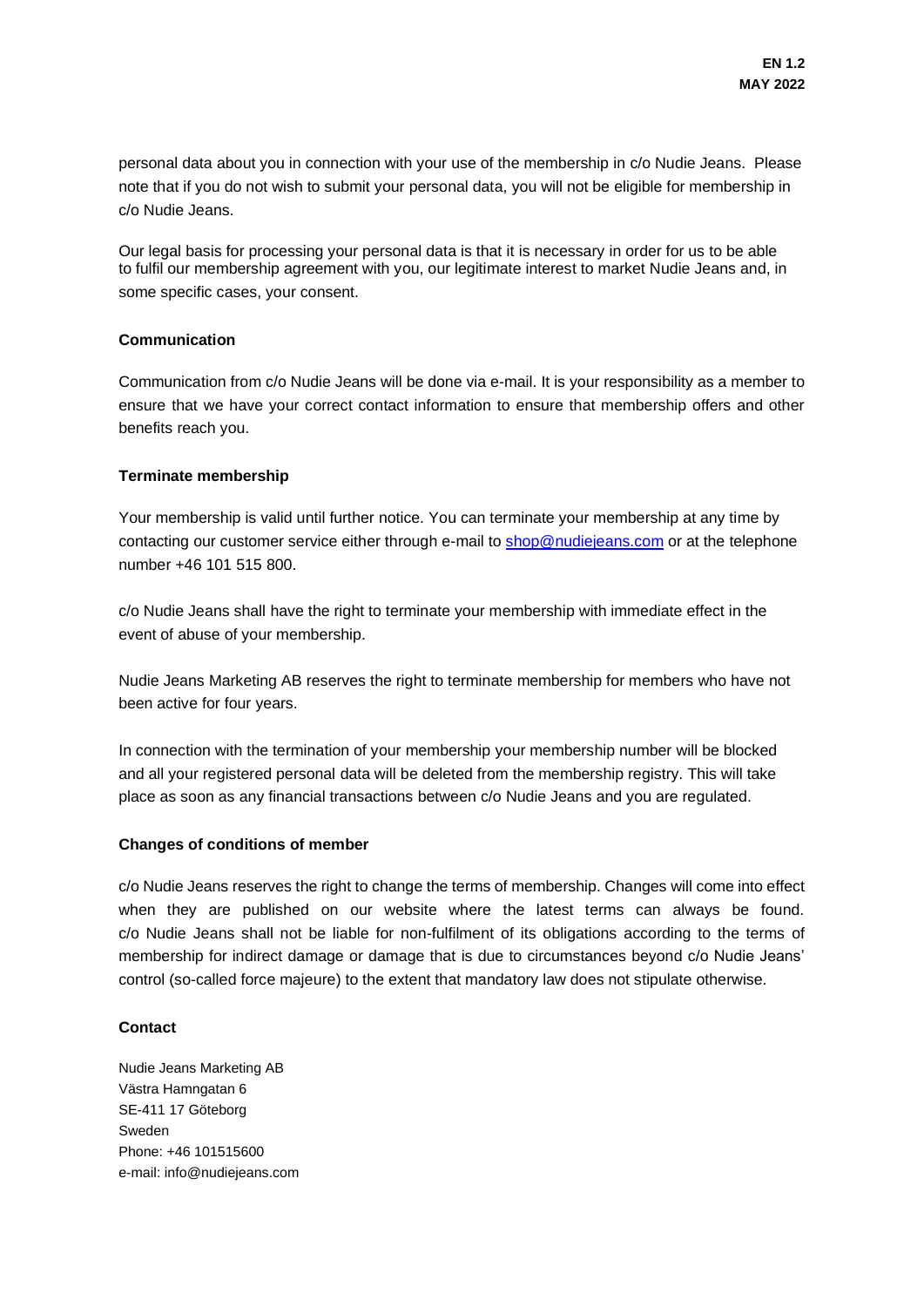personal data about you in connection with your use of the membership in c/o Nudie Jeans. Please note that if you do not wish to submit your personal data, you will not be eligible for membership in c/o Nudie Jeans.

Our legal basis for processing your personal data is that it is necessary in order for us to be able to fulfil our membership agreement with you, our legitimate interest to market Nudie Jeans and, in some specific cases, your consent.

**Communication**

Communication from c/o Nudie Jeans will be done via e-mail. It is your responsibility as a member to ensure that we have your correct contact information to ensure that membership offers and other benefits reach you.

**Terminate membership**

Your membership is valid until further notice. You can terminate your membership at any time by contacting our customer service either through e-mail to shop@nudiejeans.com or at the telephone number +46 101 515 800.

c/o Nudie Jeans shall have the right to terminate your membership with immediate effect in the event of abuse of your membership.

Nudie Jeans Marketing AB reserves the right to terminate membership for members who have not been active for four years.

In connection with the termination of your membership your membership number will be blocked and all your registered personal data will be deleted from the membership registry. This will take place as soon as any financial transactions between c/o Nudie Jeans and you are regulated.

**Changes of conditions of member**

c/o Nudie Jeans reserves the right to change the terms of membership. Changes will come into effect when they are published on our website where the latest terms can always be found. c/o Nudie Jeans shall not be liable for non-fulfilment of its obligations according to the terms of membership for indirect damage or damage that is due to circumstances beyond c/o Nudie Jeans' control (so-called force majeure) to the extent that mandatory law does not stipulate otherwise.

**Contact**

Nudie Jeans Marketing AB
Västra Hamngatan 6
SE-411 17 Göteborg
Sweden
Phone: +46 101515600
e-mail: info@nudiejeans.com